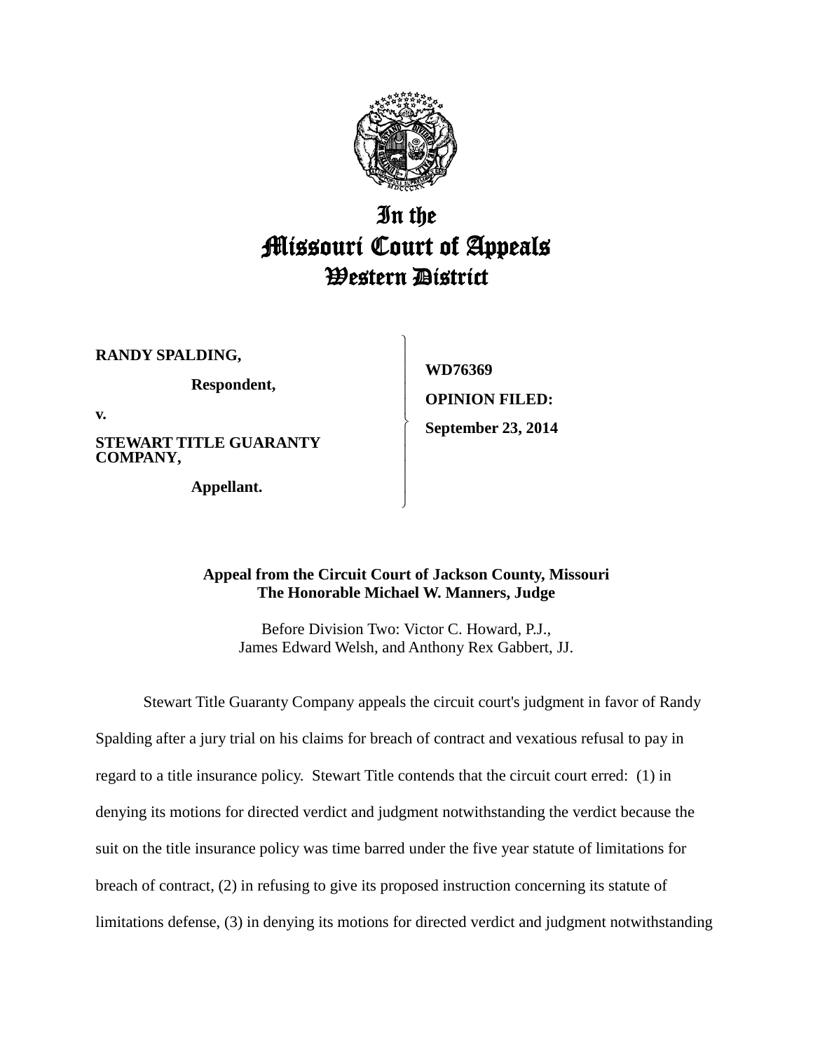# In the Missouri Court of Appeals Western District

**RANDY SPALDING,**

**Respondent,**

**v.**

**STEWART TITLE GUARANTY COMPANY,**

**Appellant.**

**WD76369**

**OPINION FILED:**

**September 23, 2014**

**Appeal from the Circuit Court of Jackson County, Missouri**
**The Honorable Michael W. Manners, Judge**

Before Division Two: Victor C. Howard, P.J.,
James Edward Welsh, and Anthony Rex Gabbert, JJ.

Stewart Title Guaranty Company appeals the circuit court's judgment in favor of Randy Spalding after a jury trial on his claims for breach of contract and vexatious refusal to pay in regard to a title insurance policy. Stewart Title contends that the circuit court erred: (1) in denying its motions for directed verdict and judgment notwithstanding the verdict because the suit on the title insurance policy was time barred under the five year statute of limitations for breach of contract, (2) in refusing to give its proposed instruction concerning its statute of limitations defense, (3) in denying its motions for directed verdict and judgment notwithstanding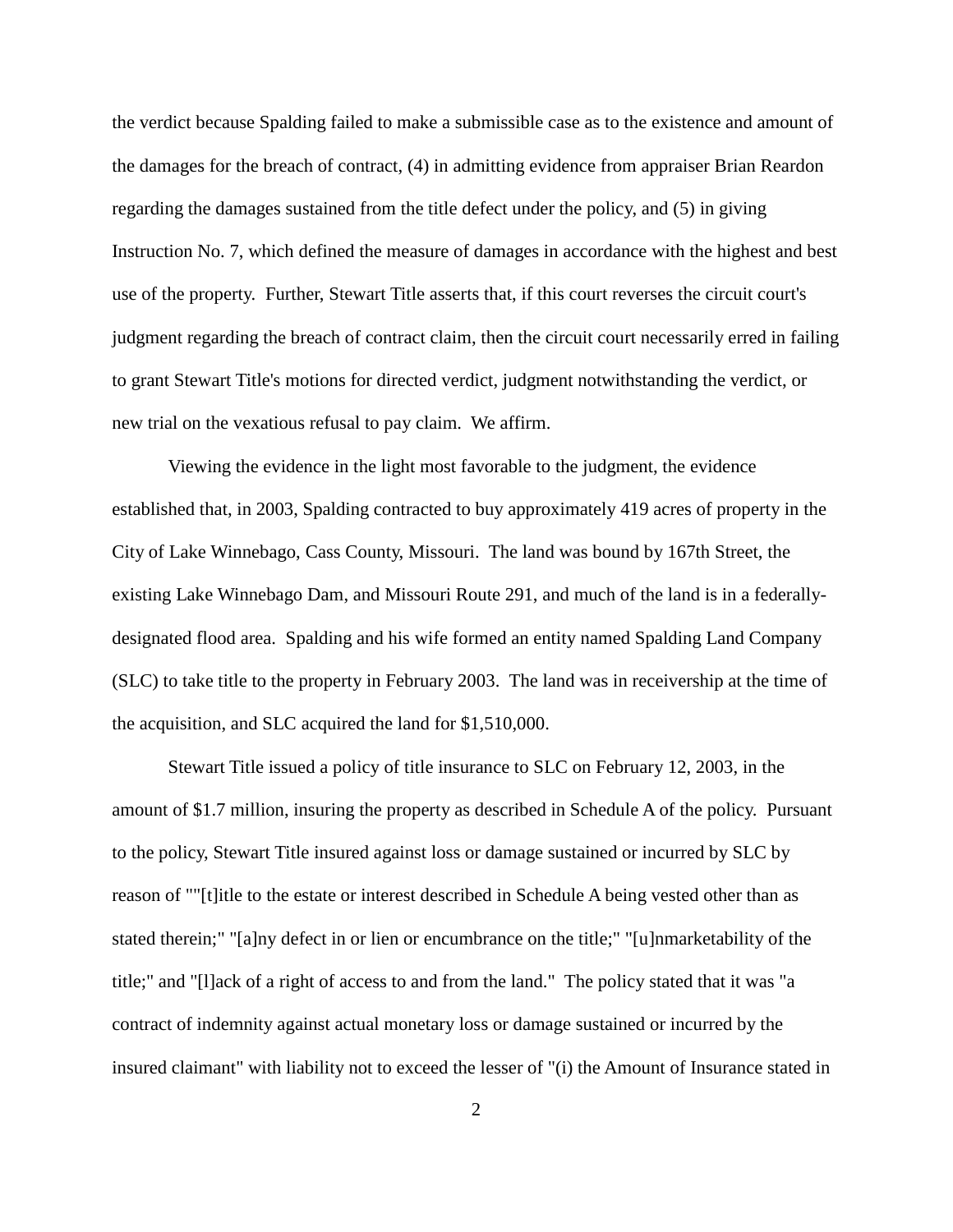the verdict because Spalding failed to make a submissible case as to the existence and amount of the damages for the breach of contract, (4) in admitting evidence from appraiser Brian Reardon regarding the damages sustained from the title defect under the policy, and (5) in giving Instruction No. 7, which defined the measure of damages in accordance with the highest and best use of the property. Further, Stewart Title asserts that, if this court reverses the circuit court's judgment regarding the breach of contract claim, then the circuit court necessarily erred in failing to grant Stewart Title's motions for directed verdict, judgment notwithstanding the verdict, or new trial on the vexatious refusal to pay claim. We affirm.

Viewing the evidence in the light most favorable to the judgment, the evidence established that, in 2003, Spalding contracted to buy approximately 419 acres of property in the City of Lake Winnebago, Cass County, Missouri. The land was bound by 167th Street, the existing Lake Winnebago Dam, and Missouri Route 291, and much of the land is in a federally-designated flood area. Spalding and his wife formed an entity named Spalding Land Company (SLC) to take title to the property in February 2003. The land was in receivership at the time of the acquisition, and SLC acquired the land for $1,510,000.

Stewart Title issued a policy of title insurance to SLC on February 12, 2003, in the amount of $1.7 million, insuring the property as described in Schedule A of the policy. Pursuant to the policy, Stewart Title insured against loss or damage sustained or incurred by SLC by reason of ""[t]itle to the estate or interest described in Schedule A being vested other than as stated therein;" "[a]ny defect in or lien or encumbrance on the title;" "[u]nmarketability of the title;" and "[l]ack of a right of access to and from the land." The policy stated that it was "a contract of indemnity against actual monetary loss or damage sustained or incurred by the insured claimant" with liability not to exceed the lesser of "(i) the Amount of Insurance stated in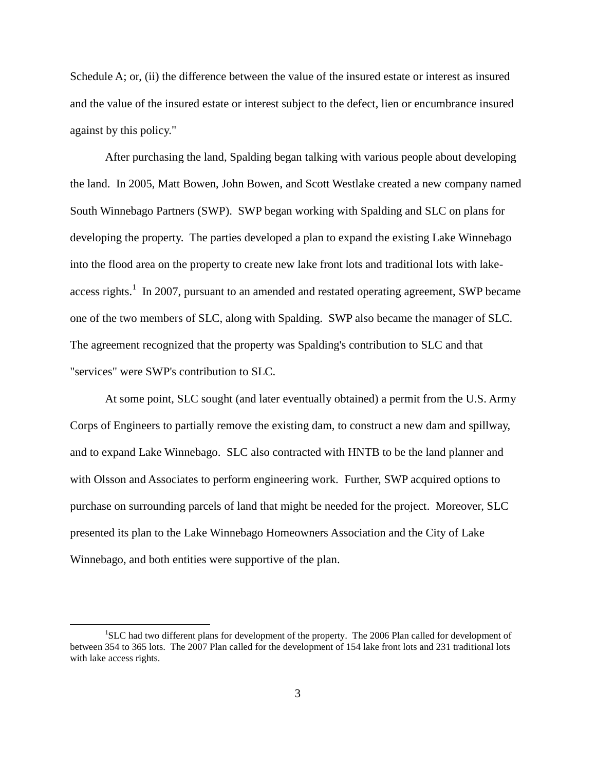Schedule A; or, (ii) the difference between the value of the insured estate or interest as insured and the value of the insured estate or interest subject to the defect, lien or encumbrance insured against by this policy."

After purchasing the land, Spalding began talking with various people about developing the land. In 2005, Matt Bowen, John Bowen, and Scott Westlake created a new company named South Winnebago Partners (SWP). SWP began working with Spalding and SLC on plans for developing the property. The parties developed a plan to expand the existing Lake Winnebago into the flood area on the property to create new lake front lots and traditional lots with lake-access rights.[1] In 2007, pursuant to an amended and restated operating agreement, SWP became one of the two members of SLC, along with Spalding. SWP also became the manager of SLC. The agreement recognized that the property was Spalding's contribution to SLC and that "services" were SWP's contribution to SLC.

At some point, SLC sought (and later eventually obtained) a permit from the U.S. Army Corps of Engineers to partially remove the existing dam, to construct a new dam and spillway, and to expand Lake Winnebago. SLC also contracted with HNTB to be the land planner and with Olsson and Associates to perform engineering work. Further, SWP acquired options to purchase on surrounding parcels of land that might be needed for the project. Moreover, SLC presented its plan to the Lake Winnebago Homeowners Association and the City of Lake Winnebago, and both entities were supportive of the plan.

---

[1] SLC had two different plans for development of the property. The 2006 Plan called for development of between 354 to 365 lots. The 2007 Plan called for the development of 154 lake front lots and 231 traditional lots with lake access rights.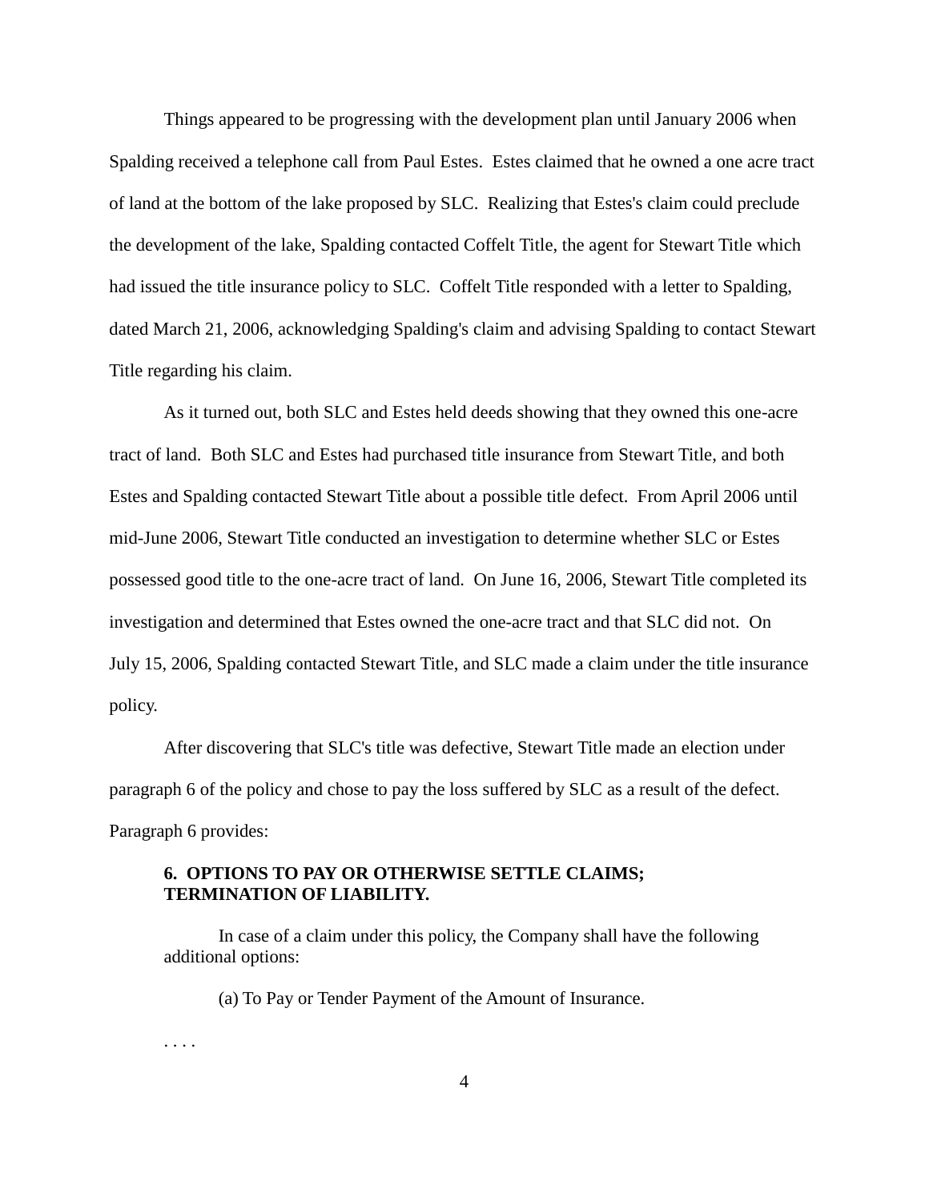Things appeared to be progressing with the development plan until January 2006 when Spalding received a telephone call from Paul Estes. Estes claimed that he owned a one acre tract of land at the bottom of the lake proposed by SLC. Realizing that Estes's claim could preclude the development of the lake, Spalding contacted Coffelt Title, the agent for Stewart Title which had issued the title insurance policy to SLC. Coffelt Title responded with a letter to Spalding, dated March 21, 2006, acknowledging Spalding's claim and advising Spalding to contact Stewart Title regarding his claim.

As it turned out, both SLC and Estes held deeds showing that they owned this one-acre tract of land. Both SLC and Estes had purchased title insurance from Stewart Title, and both Estes and Spalding contacted Stewart Title about a possible title defect. From April 2006 until mid-June 2006, Stewart Title conducted an investigation to determine whether SLC or Estes possessed good title to the one-acre tract of land. On June 16, 2006, Stewart Title completed its investigation and determined that Estes owned the one-acre tract and that SLC did not. On July 15, 2006, Spalding contacted Stewart Title, and SLC made a claim under the title insurance policy.

After discovering that SLC's title was defective, Stewart Title made an election under paragraph 6 of the policy and chose to pay the loss suffered by SLC as a result of the defect. Paragraph 6 provides:

> **6. OPTIONS TO PAY OR OTHERWISE SETTLE CLAIMS; TERMINATION OF LIABILITY.**
>
> In case of a claim under this policy, the Company shall have the following additional options:
>
> (a) To Pay or Tender Payment of the Amount of Insurance.
>
> . . . .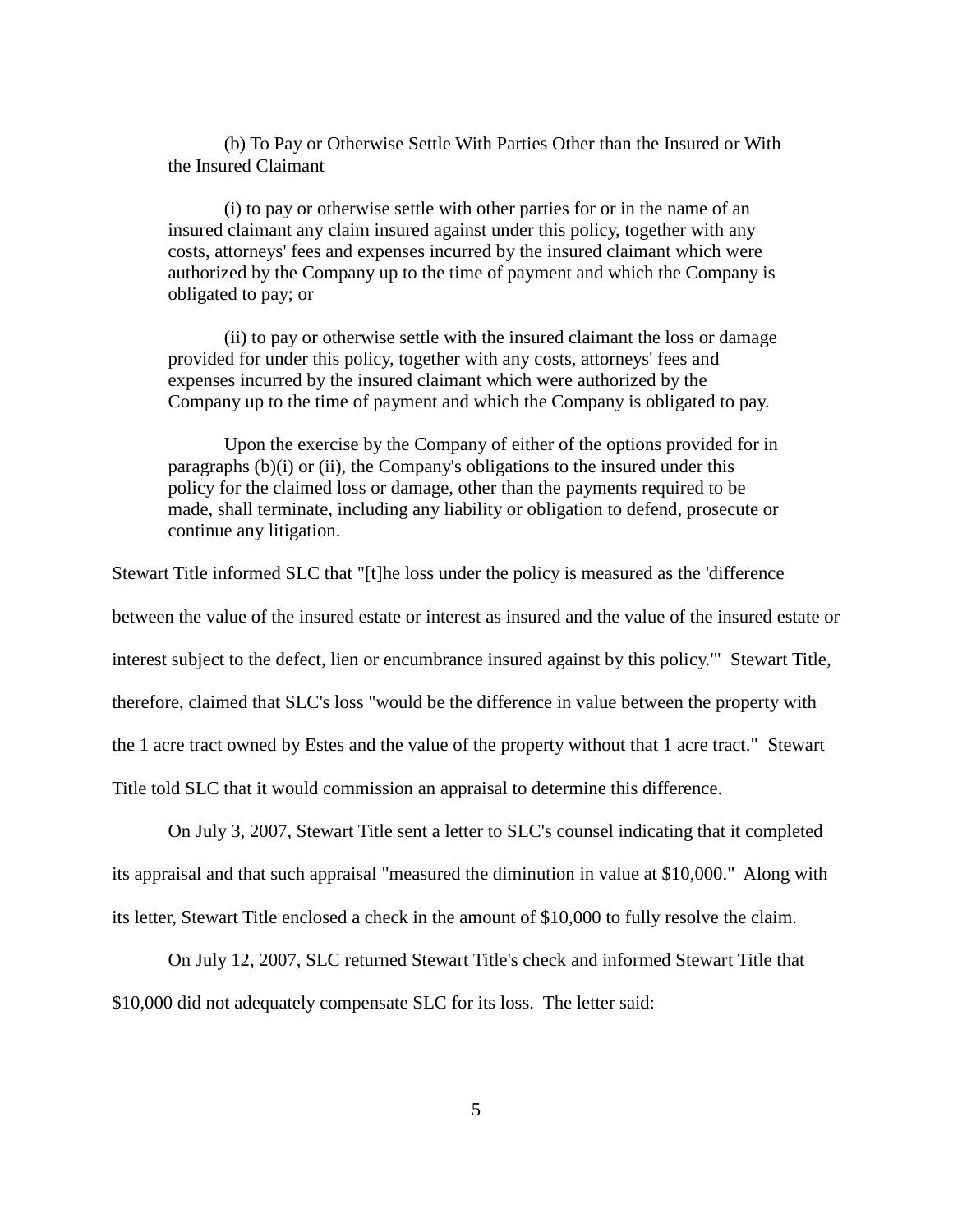> (b) To Pay or Otherwise Settle With Parties Other than the Insured or With the Insured Claimant
>
> (i) to pay or otherwise settle with other parties for or in the name of an insured claimant any claim insured against under this policy, together with any costs, attorneys' fees and expenses incurred by the insured claimant which were authorized by the Company up to the time of payment and which the Company is obligated to pay; or
>
> (ii) to pay or otherwise settle with the insured claimant the loss or damage provided for under this policy, together with any costs, attorneys' fees and expenses incurred by the insured claimant which were authorized by the Company up to the time of payment and which the Company is obligated to pay.
>
> Upon the exercise by the Company of either of the options provided for in paragraphs (b)(i) or (ii), the Company's obligations to the insured under this policy for the claimed loss or damage, other than the payments required to be made, shall terminate, including any liability or obligation to defend, prosecute or continue any litigation.

Stewart Title informed SLC that "[t]he loss under the policy is measured as the 'difference between the value of the insured estate or interest as insured and the value of the insured estate or interest subject to the defect, lien or encumbrance insured against by this policy.'" Stewart Title, therefore, claimed that SLC's loss "would be the difference in value between the property with the 1 acre tract owned by Estes and the value of the property without that 1 acre tract." Stewart Title told SLC that it would commission an appraisal to determine this difference.

On July 3, 2007, Stewart Title sent a letter to SLC's counsel indicating that it completed its appraisal and that such appraisal "measured the diminution in value at $10,000." Along with its letter, Stewart Title enclosed a check in the amount of $10,000 to fully resolve the claim.

On July 12, 2007, SLC returned Stewart Title's check and informed Stewart Title that $10,000 did not adequately compensate SLC for its loss. The letter said: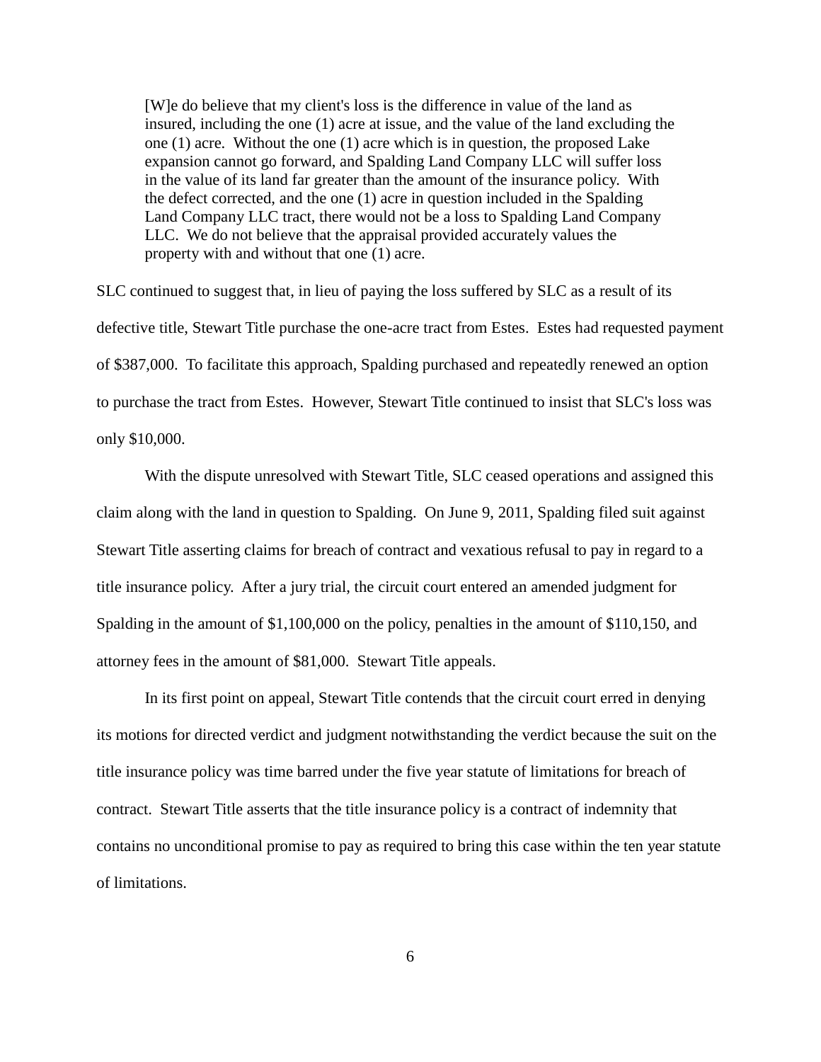> [W]e do believe that my client's loss is the difference in value of the land as insured, including the one (1) acre at issue, and the value of the land excluding the one (1) acre. Without the one (1) acre which is in question, the proposed Lake expansion cannot go forward, and Spalding Land Company LLC will suffer loss in the value of its land far greater than the amount of the insurance policy. With the defect corrected, and the one (1) acre in question included in the Spalding Land Company LLC tract, there would not be a loss to Spalding Land Company LLC. We do not believe that the appraisal provided accurately values the property with and without that one (1) acre.

SLC continued to suggest that, in lieu of paying the loss suffered by SLC as a result of its defective title, Stewart Title purchase the one-acre tract from Estes. Estes had requested payment of $387,000. To facilitate this approach, Spalding purchased and repeatedly renewed an option to purchase the tract from Estes. However, Stewart Title continued to insist that SLC's loss was only $10,000.

With the dispute unresolved with Stewart Title, SLC ceased operations and assigned this claim along with the land in question to Spalding. On June 9, 2011, Spalding filed suit against Stewart Title asserting claims for breach of contract and vexatious refusal to pay in regard to a title insurance policy. After a jury trial, the circuit court entered an amended judgment for Spalding in the amount of $1,100,000 on the policy, penalties in the amount of $110,150, and attorney fees in the amount of $81,000. Stewart Title appeals.

In its first point on appeal, Stewart Title contends that the circuit court erred in denying its motions for directed verdict and judgment notwithstanding the verdict because the suit on the title insurance policy was time barred under the five year statute of limitations for breach of contract. Stewart Title asserts that the title insurance policy is a contract of indemnity that contains no unconditional promise to pay as required to bring this case within the ten year statute of limitations.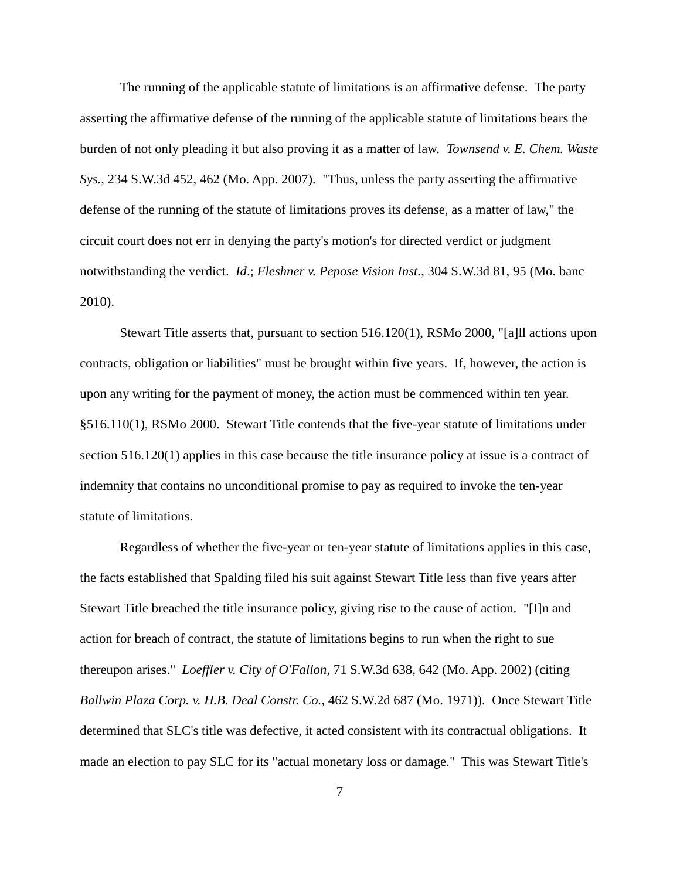The running of the applicable statute of limitations is an affirmative defense. The party asserting the affirmative defense of the running of the applicable statute of limitations bears the burden of not only pleading it but also proving it as a matter of law. *Townsend v. E. Chem. Waste Sys.*, 234 S.W.3d 452, 462 (Mo. App. 2007). "Thus, unless the party asserting the affirmative defense of the running of the statute of limitations proves its defense, as a matter of law," the circuit court does not err in denying the party's motion's for directed verdict or judgment notwithstanding the verdict. *Id*.; *Fleshner v. Pepose Vision Inst.*, 304 S.W.3d 81, 95 (Mo. banc 2010).

Stewart Title asserts that, pursuant to section 516.120(1), RSMo 2000, "[a]ll actions upon contracts, obligation or liabilities" must be brought within five years. If, however, the action is upon any writing for the payment of money, the action must be commenced within ten year. §516.110(1), RSMo 2000. Stewart Title contends that the five-year statute of limitations under section 516.120(1) applies in this case because the title insurance policy at issue is a contract of indemnity that contains no unconditional promise to pay as required to invoke the ten-year statute of limitations.

Regardless of whether the five-year or ten-year statute of limitations applies in this case, the facts established that Spalding filed his suit against Stewart Title less than five years after Stewart Title breached the title insurance policy, giving rise to the cause of action. "[I]n and action for breach of contract, the statute of limitations begins to run when the right to sue thereupon arises." *Loeffler v. City of O'Fallon*, 71 S.W.3d 638, 642 (Mo. App. 2002) (citing *Ballwin Plaza Corp. v. H.B. Deal Constr. Co.*, 462 S.W.2d 687 (Mo. 1971)). Once Stewart Title determined that SLC's title was defective, it acted consistent with its contractual obligations. It made an election to pay SLC for its "actual monetary loss or damage." This was Stewart Title's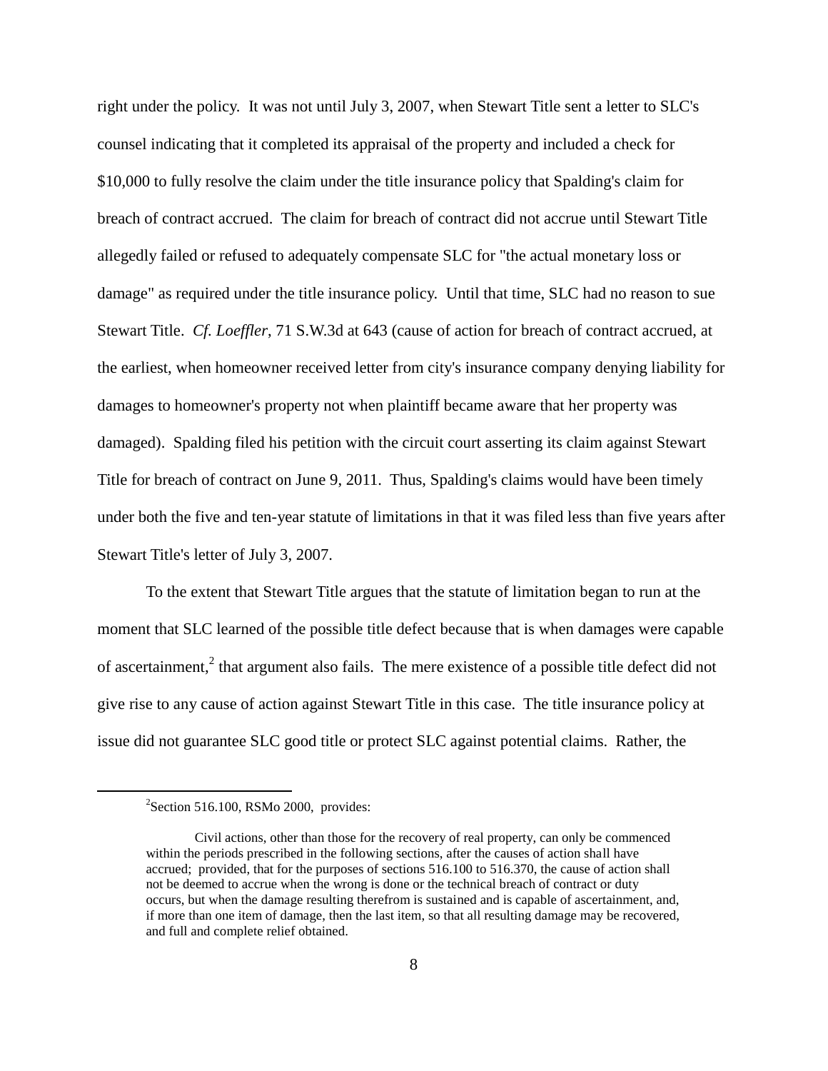right under the policy. It was not until July 3, 2007, when Stewart Title sent a letter to SLC's counsel indicating that it completed its appraisal of the property and included a check for $10,000 to fully resolve the claim under the title insurance policy that Spalding's claim for breach of contract accrued. The claim for breach of contract did not accrue until Stewart Title allegedly failed or refused to adequately compensate SLC for "the actual monetary loss or damage" as required under the title insurance policy. Until that time, SLC had no reason to sue Stewart Title. *Cf. Loeffler*, 71 S.W.3d at 643 (cause of action for breach of contract accrued, at the earliest, when homeowner received letter from city's insurance company denying liability for damages to homeowner's property not when plaintiff became aware that her property was damaged). Spalding filed his petition with the circuit court asserting its claim against Stewart Title for breach of contract on June 9, 2011. Thus, Spalding's claims would have been timely under both the five and ten-year statute of limitations in that it was filed less than five years after Stewart Title's letter of July 3, 2007.

To the extent that Stewart Title argues that the statute of limitation began to run at the moment that SLC learned of the possible title defect because that is when damages were capable of ascertainment,[2] that argument also fails. The mere existence of a possible title defect did not give rise to any cause of action against Stewart Title in this case. The title insurance policy at issue did not guarantee SLC good title or protect SLC against potential claims. Rather, the

---

[2]Section 516.100, RSMo 2000, provides:

> Civil actions, other than those for the recovery of real property, can only be commenced within the periods prescribed in the following sections, after the causes of action shall have accrued; provided, that for the purposes of sections 516.100 to 516.370, the cause of action shall not be deemed to accrue when the wrong is done or the technical breach of contract or duty occurs, but when the damage resulting therefrom is sustained and is capable of ascertainment, and, if more than one item of damage, then the last item, so that all resulting damage may be recovered, and full and complete relief obtained.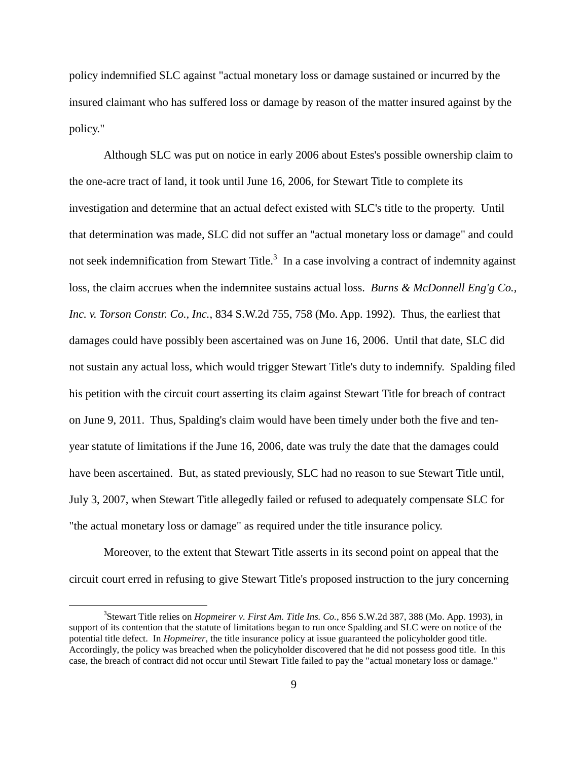policy indemnified SLC against "actual monetary loss or damage sustained or incurred by the insured claimant who has suffered loss or damage by reason of the matter insured against by the policy."

Although SLC was put on notice in early 2006 about Estes's possible ownership claim to the one-acre tract of land, it took until June 16, 2006, for Stewart Title to complete its investigation and determine that an actual defect existed with SLC's title to the property. Until that determination was made, SLC did not suffer an "actual monetary loss or damage" and could not seek indemnification from Stewart Title.[3] In a case involving a contract of indemnity against loss, the claim accrues when the indemnitee sustains actual loss. *Burns & McDonnell Eng'g Co., Inc. v. Torson Constr. Co., Inc.*, 834 S.W.2d 755, 758 (Mo. App. 1992). Thus, the earliest that damages could have possibly been ascertained was on June 16, 2006. Until that date, SLC did not sustain any actual loss, which would trigger Stewart Title's duty to indemnify. Spalding filed his petition with the circuit court asserting its claim against Stewart Title for breach of contract on June 9, 2011. Thus, Spalding's claim would have been timely under both the five and ten-year statute of limitations if the June 16, 2006, date was truly the date that the damages could have been ascertained. But, as stated previously, SLC had no reason to sue Stewart Title until, July 3, 2007, when Stewart Title allegedly failed or refused to adequately compensate SLC for "the actual monetary loss or damage" as required under the title insurance policy.

Moreover, to the extent that Stewart Title asserts in its second point on appeal that the circuit court erred in refusing to give Stewart Title's proposed instruction to the jury concerning

[3] Stewart Title relies on *Hopmeirer v. First Am. Title Ins. Co.*, 856 S.W.2d 387, 388 (Mo. App. 1993), in support of its contention that the statute of limitations began to run once Spalding and SLC were on notice of the potential title defect. In *Hopmeirer*, the title insurance policy at issue guaranteed the policyholder good title. Accordingly, the policy was breached when the policyholder discovered that he did not possess good title. In this case, the breach of contract did not occur until Stewart Title failed to pay the "actual monetary loss or damage."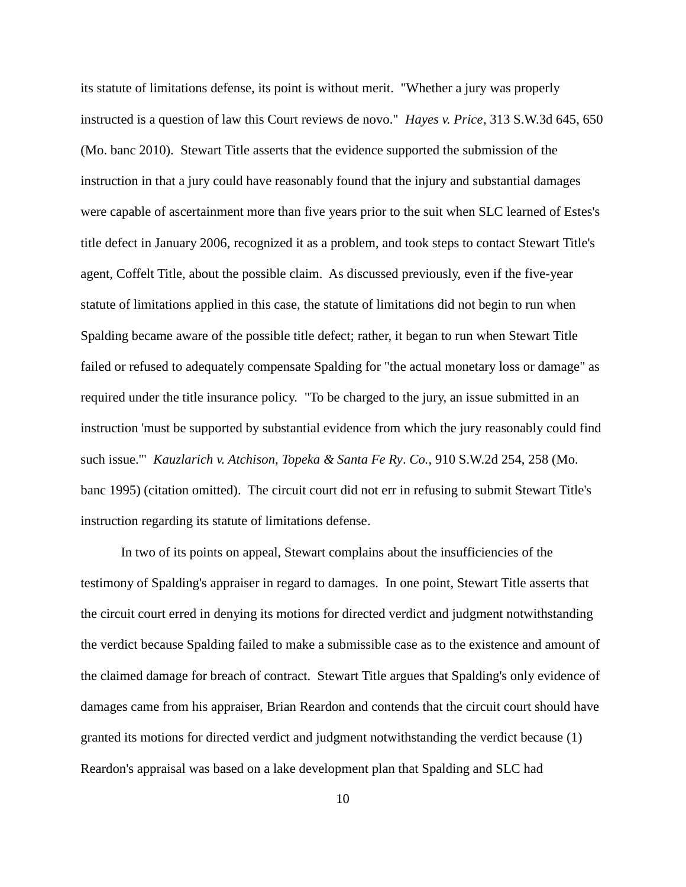its statute of limitations defense, its point is without merit. "Whether a jury was properly instructed is a question of law this Court reviews de novo." *Hayes v. Price*, 313 S.W.3d 645, 650 (Mo. banc 2010). Stewart Title asserts that the evidence supported the submission of the instruction in that a jury could have reasonably found that the injury and substantial damages were capable of ascertainment more than five years prior to the suit when SLC learned of Estes's title defect in January 2006, recognized it as a problem, and took steps to contact Stewart Title's agent, Coffelt Title, about the possible claim. As discussed previously, even if the five-year statute of limitations applied in this case, the statute of limitations did not begin to run when Spalding became aware of the possible title defect; rather, it began to run when Stewart Title failed or refused to adequately compensate Spalding for "the actual monetary loss or damage" as required under the title insurance policy. "To be charged to the jury, an issue submitted in an instruction 'must be supported by substantial evidence from which the jury reasonably could find such issue.'" *Kauzlarich v. Atchison, Topeka & Santa Fe Ry. Co.*, 910 S.W.2d 254, 258 (Mo. banc 1995) (citation omitted). The circuit court did not err in refusing to submit Stewart Title's instruction regarding its statute of limitations defense.

In two of its points on appeal, Stewart complains about the insufficiencies of the testimony of Spalding's appraiser in regard to damages. In one point, Stewart Title asserts that the circuit court erred in denying its motions for directed verdict and judgment notwithstanding the verdict because Spalding failed to make a submissible case as to the existence and amount of the claimed damage for breach of contract. Stewart Title argues that Spalding's only evidence of damages came from his appraiser, Brian Reardon and contends that the circuit court should have granted its motions for directed verdict and judgment notwithstanding the verdict because (1) Reardon's appraisal was based on a lake development plan that Spalding and SLC had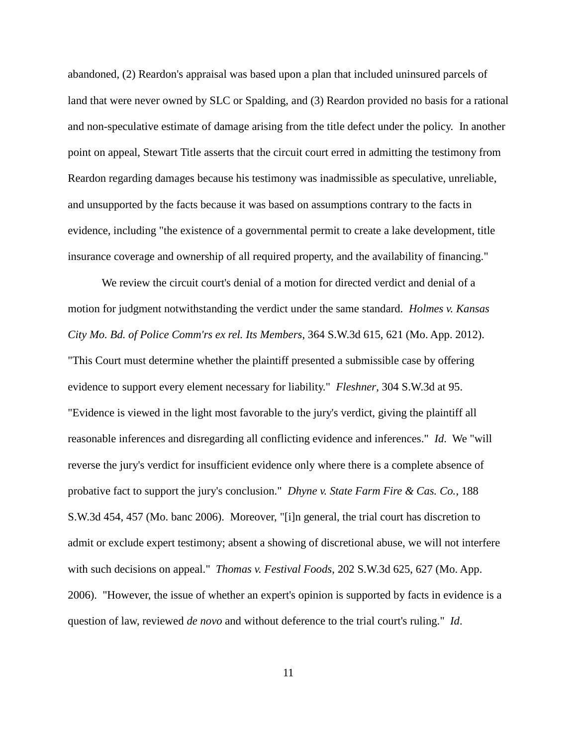abandoned, (2) Reardon's appraisal was based upon a plan that included uninsured parcels of land that were never owned by SLC or Spalding, and (3) Reardon provided no basis for a rational and non-speculative estimate of damage arising from the title defect under the policy. In another point on appeal, Stewart Title asserts that the circuit court erred in admitting the testimony from Reardon regarding damages because his testimony was inadmissible as speculative, unreliable, and unsupported by the facts because it was based on assumptions contrary to the facts in evidence, including "the existence of a governmental permit to create a lake development, title insurance coverage and ownership of all required property, and the availability of financing."

We review the circuit court's denial of a motion for directed verdict and denial of a motion for judgment notwithstanding the verdict under the same standard. *Holmes v. Kansas City Mo. Bd. of Police Comm'rs ex rel. Its Members*, 364 S.W.3d 615, 621 (Mo. App. 2012). "This Court must determine whether the plaintiff presented a submissible case by offering evidence to support every element necessary for liability." *Fleshner*, 304 S.W.3d at 95. "Evidence is viewed in the light most favorable to the jury's verdict, giving the plaintiff all reasonable inferences and disregarding all conflicting evidence and inferences." *Id*. We "will reverse the jury's verdict for insufficient evidence only where there is a complete absence of probative fact to support the jury's conclusion." *Dhyne v. State Farm Fire & Cas. Co.*, 188 S.W.3d 454, 457 (Mo. banc 2006). Moreover, "[i]n general, the trial court has discretion to admit or exclude expert testimony; absent a showing of discretional abuse, we will not interfere with such decisions on appeal." *Thomas v. Festival Foods*, 202 S.W.3d 625, 627 (Mo. App. 2006). "However, the issue of whether an expert's opinion is supported by facts in evidence is a question of law, reviewed *de novo* and without deference to the trial court's ruling." *Id*.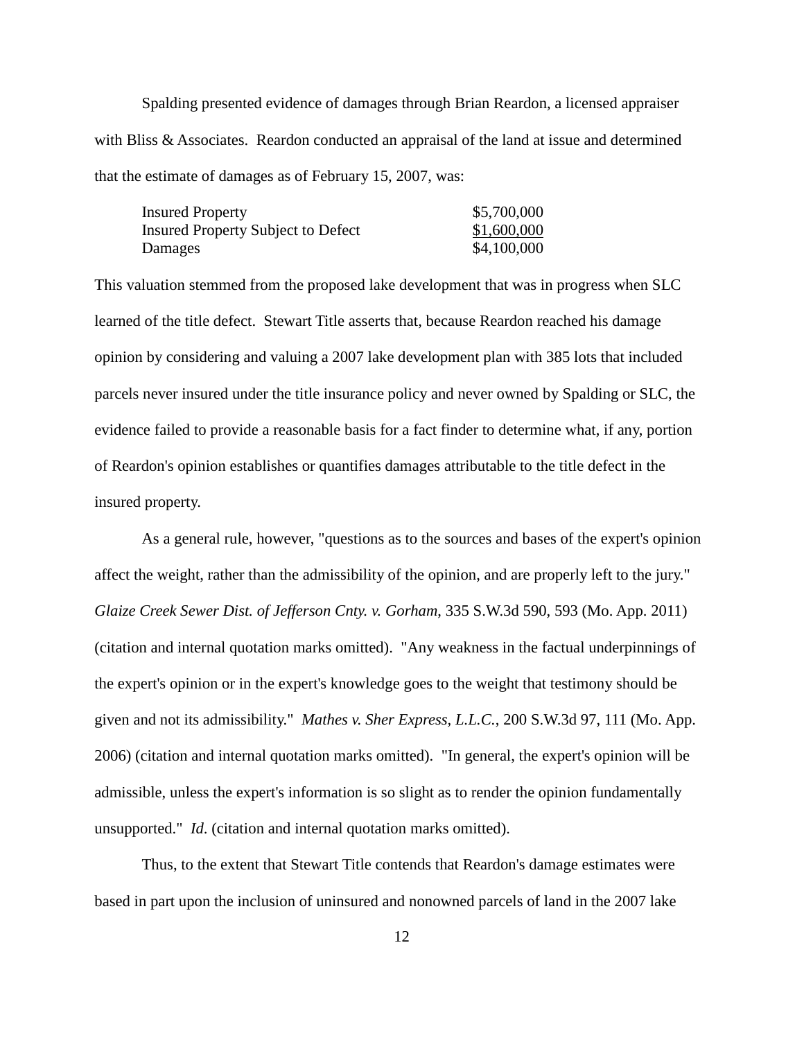Spalding presented evidence of damages through Brian Reardon, a licensed appraiser with Bliss & Associates. Reardon conducted an appraisal of the land at issue and determined that the estimate of damages as of February 15, 2007, was:

| | |
|---|---|
| Insured Property | $5,700,000 |
| Insured Property Subject to Defect | $1,600,000 |
| Damages | $4,100,000 |

This valuation stemmed from the proposed lake development that was in progress when SLC learned of the title defect. Stewart Title asserts that, because Reardon reached his damage opinion by considering and valuing a 2007 lake development plan with 385 lots that included parcels never insured under the title insurance policy and never owned by Spalding or SLC, the evidence failed to provide a reasonable basis for a fact finder to determine what, if any, portion of Reardon's opinion establishes or quantifies damages attributable to the title defect in the insured property.

As a general rule, however, "questions as to the sources and bases of the expert's opinion affect the weight, rather than the admissibility of the opinion, and are properly left to the jury." *Glaize Creek Sewer Dist. of Jefferson Cnty. v. Gorham*, 335 S.W.3d 590, 593 (Mo. App. 2011) (citation and internal quotation marks omitted). "Any weakness in the factual underpinnings of the expert's opinion or in the expert's knowledge goes to the weight that testimony should be given and not its admissibility." *Mathes v. Sher Express, L.L.C.*, 200 S.W.3d 97, 111 (Mo. App. 2006) (citation and internal quotation marks omitted). "In general, the expert's opinion will be admissible, unless the expert's information is so slight as to render the opinion fundamentally unsupported." *Id.* (citation and internal quotation marks omitted).

Thus, to the extent that Stewart Title contends that Reardon's damage estimates were based in part upon the inclusion of uninsured and nonowned parcels of land in the 2007 lake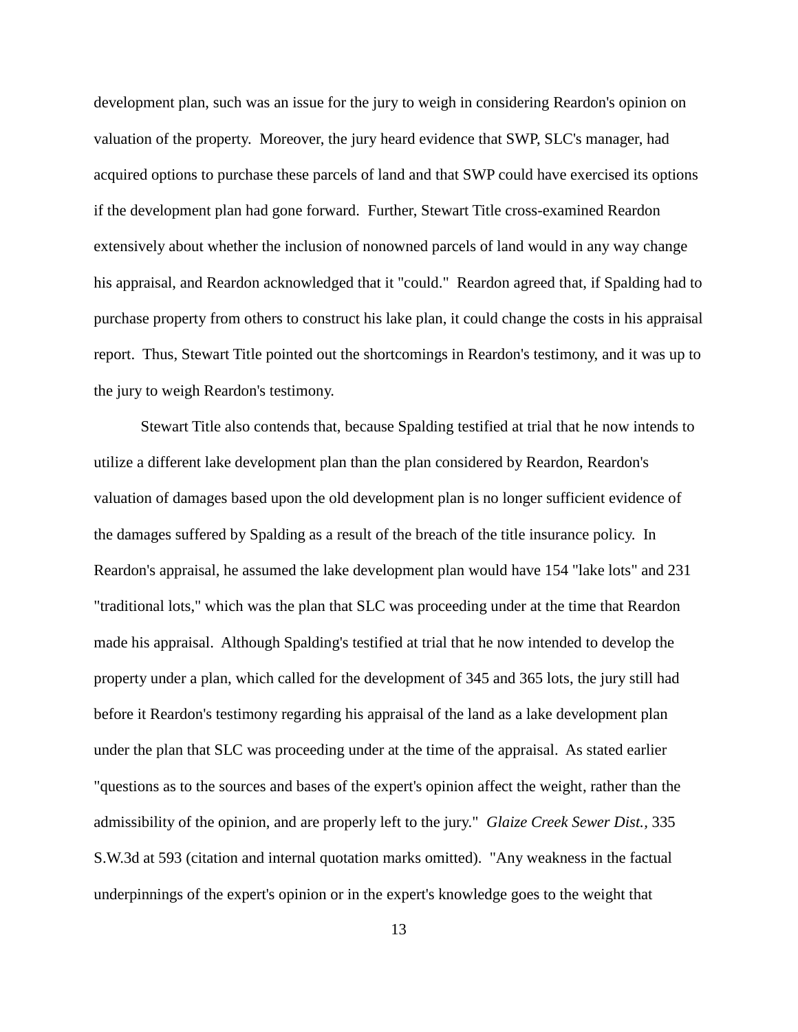development plan, such was an issue for the jury to weigh in considering Reardon's opinion on valuation of the property. Moreover, the jury heard evidence that SWP, SLC's manager, had acquired options to purchase these parcels of land and that SWP could have exercised its options if the development plan had gone forward. Further, Stewart Title cross-examined Reardon extensively about whether the inclusion of nonowned parcels of land would in any way change his appraisal, and Reardon acknowledged that it "could." Reardon agreed that, if Spalding had to purchase property from others to construct his lake plan, it could change the costs in his appraisal report. Thus, Stewart Title pointed out the shortcomings in Reardon's testimony, and it was up to the jury to weigh Reardon's testimony.

Stewart Title also contends that, because Spalding testified at trial that he now intends to utilize a different lake development plan than the plan considered by Reardon, Reardon's valuation of damages based upon the old development plan is no longer sufficient evidence of the damages suffered by Spalding as a result of the breach of the title insurance policy. In Reardon's appraisal, he assumed the lake development plan would have 154 "lake lots" and 231 "traditional lots," which was the plan that SLC was proceeding under at the time that Reardon made his appraisal. Although Spalding's testified at trial that he now intended to develop the property under a plan, which called for the development of 345 and 365 lots, the jury still had before it Reardon's testimony regarding his appraisal of the land as a lake development plan under the plan that SLC was proceeding under at the time of the appraisal. As stated earlier "questions as to the sources and bases of the expert's opinion affect the weight, rather than the admissibility of the opinion, and are properly left to the jury." *Glaize Creek Sewer Dist.*, 335 S.W.3d at 593 (citation and internal quotation marks omitted). "Any weakness in the factual underpinnings of the expert's opinion or in the expert's knowledge goes to the weight that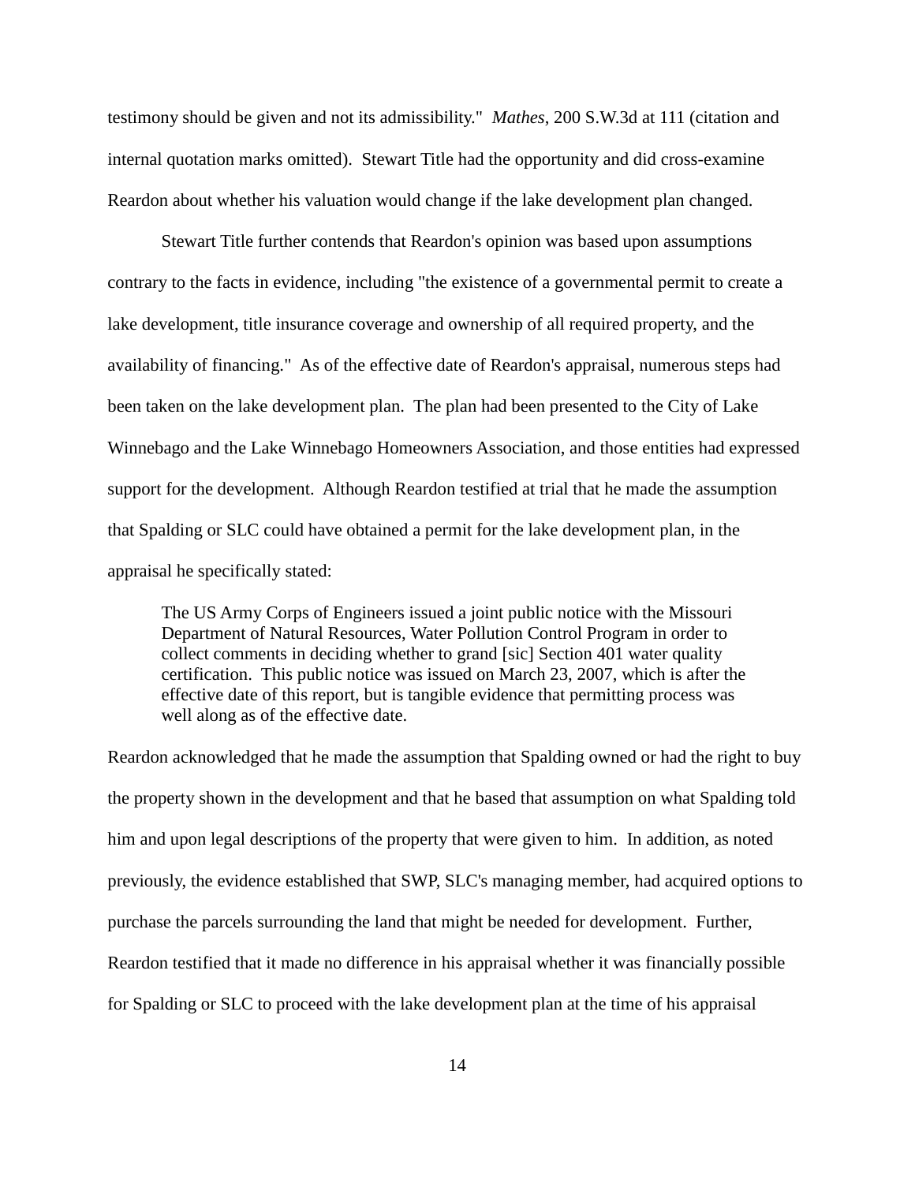testimony should be given and not its admissibility." *Mathes*, 200 S.W.3d at 111 (citation and internal quotation marks omitted). Stewart Title had the opportunity and did cross-examine Reardon about whether his valuation would change if the lake development plan changed.

Stewart Title further contends that Reardon's opinion was based upon assumptions contrary to the facts in evidence, including "the existence of a governmental permit to create a lake development, title insurance coverage and ownership of all required property, and the availability of financing." As of the effective date of Reardon's appraisal, numerous steps had been taken on the lake development plan. The plan had been presented to the City of Lake Winnebago and the Lake Winnebago Homeowners Association, and those entities had expressed support for the development. Although Reardon testified at trial that he made the assumption that Spalding or SLC could have obtained a permit for the lake development plan, in the appraisal he specifically stated:

> The US Army Corps of Engineers issued a joint public notice with the Missouri Department of Natural Resources, Water Pollution Control Program in order to collect comments in deciding whether to grand [sic] Section 401 water quality certification. This public notice was issued on March 23, 2007, which is after the effective date of this report, but is tangible evidence that permitting process was well along as of the effective date.

Reardon acknowledged that he made the assumption that Spalding owned or had the right to buy the property shown in the development and that he based that assumption on what Spalding told him and upon legal descriptions of the property that were given to him. In addition, as noted previously, the evidence established that SWP, SLC's managing member, had acquired options to purchase the parcels surrounding the land that might be needed for development. Further, Reardon testified that it made no difference in his appraisal whether it was financially possible for Spalding or SLC to proceed with the lake development plan at the time of his appraisal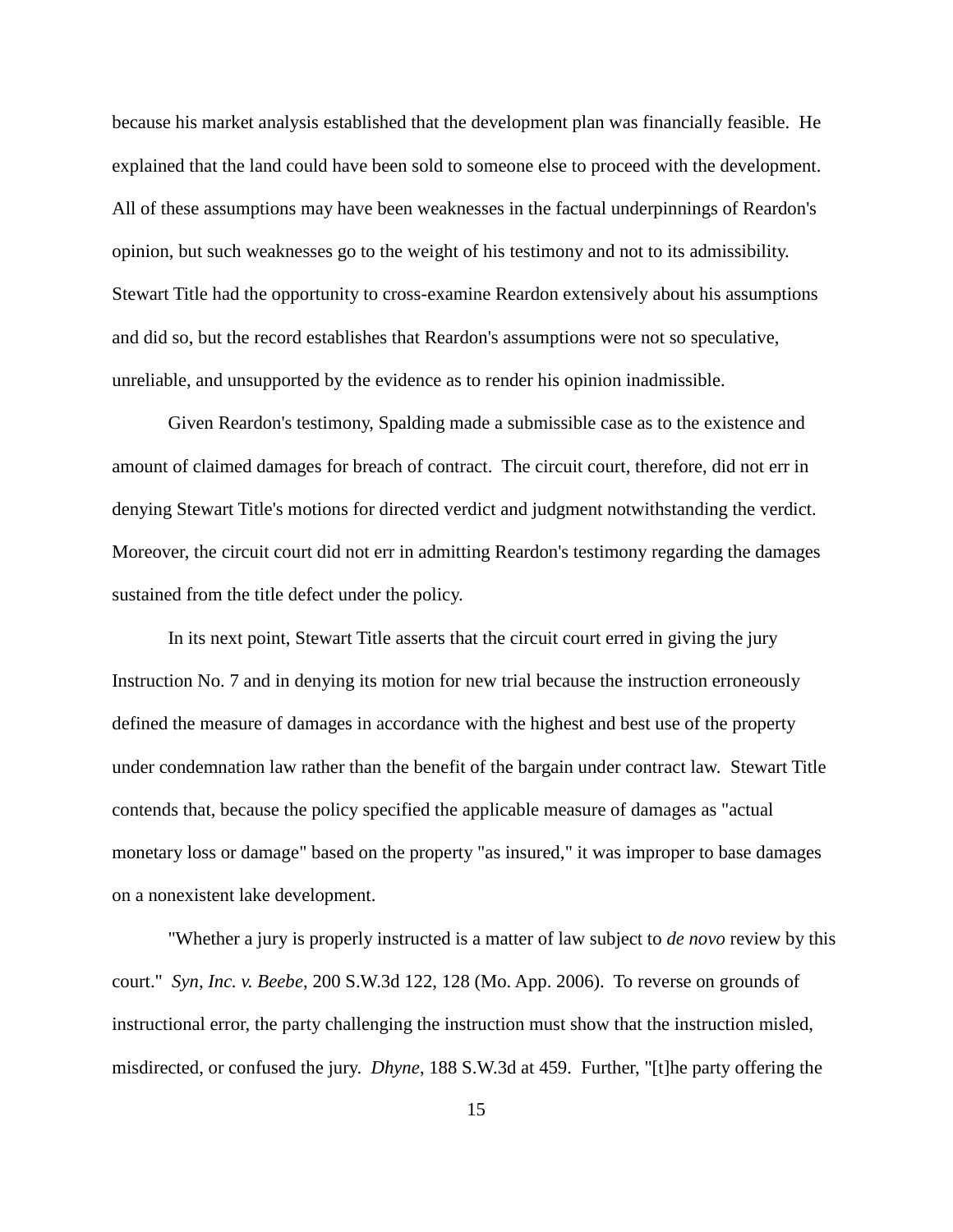because his market analysis established that the development plan was financially feasible. He explained that the land could have been sold to someone else to proceed with the development. All of these assumptions may have been weaknesses in the factual underpinnings of Reardon's opinion, but such weaknesses go to the weight of his testimony and not to its admissibility. Stewart Title had the opportunity to cross-examine Reardon extensively about his assumptions and did so, but the record establishes that Reardon's assumptions were not so speculative, unreliable, and unsupported by the evidence as to render his opinion inadmissible.

Given Reardon's testimony, Spalding made a submissible case as to the existence and amount of claimed damages for breach of contract. The circuit court, therefore, did not err in denying Stewart Title's motions for directed verdict and judgment notwithstanding the verdict. Moreover, the circuit court did not err in admitting Reardon's testimony regarding the damages sustained from the title defect under the policy.

In its next point, Stewart Title asserts that the circuit court erred in giving the jury Instruction No. 7 and in denying its motion for new trial because the instruction erroneously defined the measure of damages in accordance with the highest and best use of the property under condemnation law rather than the benefit of the bargain under contract law. Stewart Title contends that, because the policy specified the applicable measure of damages as "actual monetary loss or damage" based on the property "as insured," it was improper to base damages on a nonexistent lake development.

"Whether a jury is properly instructed is a matter of law subject to *de novo* review by this court." *Syn, Inc. v. Beebe*, 200 S.W.3d 122, 128 (Mo. App. 2006). To reverse on grounds of instructional error, the party challenging the instruction must show that the instruction misled, misdirected, or confused the jury. *Dhyne*, 188 S.W.3d at 459. Further, "[t]he party offering the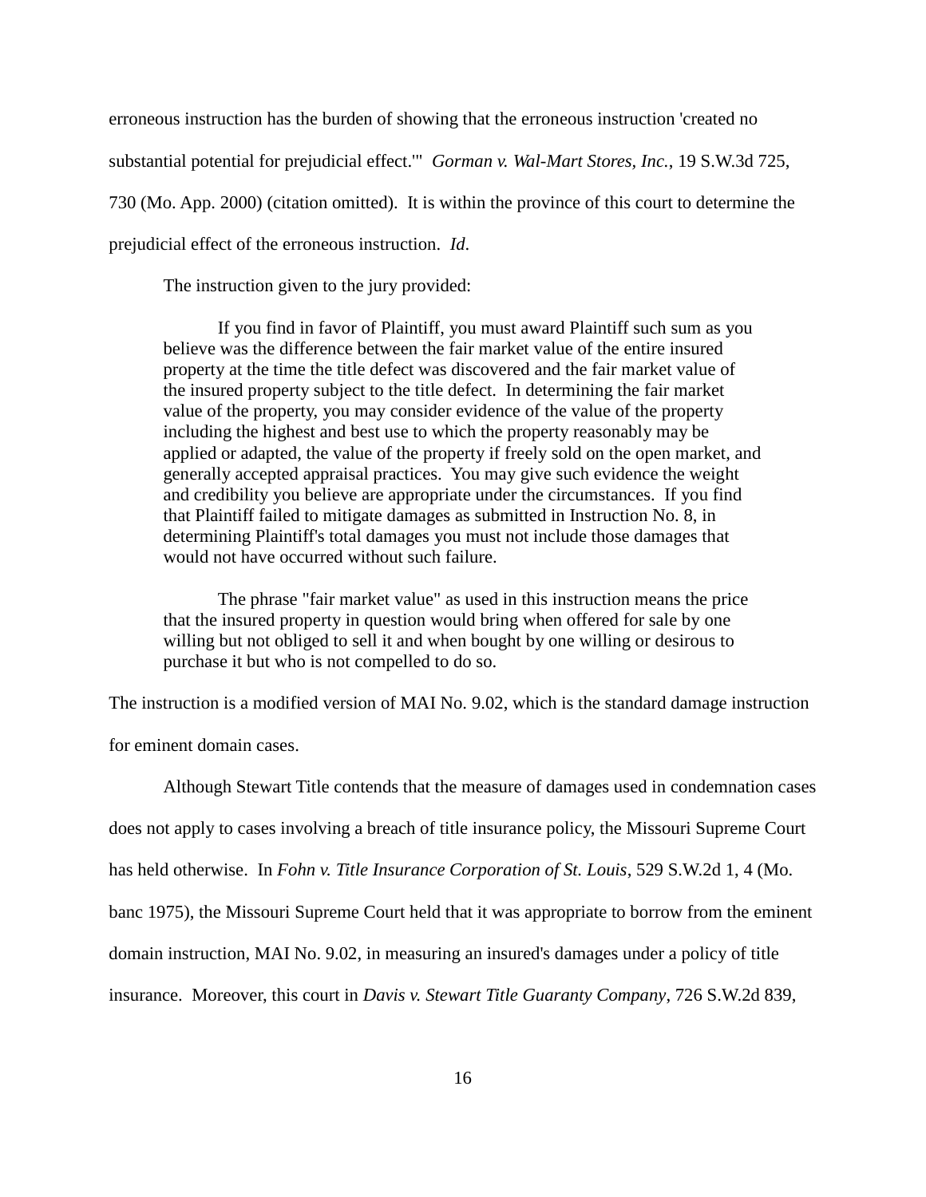erroneous instruction has the burden of showing that the erroneous instruction 'created no substantial potential for prejudicial effect.'" *Gorman v. Wal-Mart Stores, Inc.*, 19 S.W.3d 725, 730 (Mo. App. 2000) (citation omitted). It is within the province of this court to determine the prejudicial effect of the erroneous instruction. *Id*.

The instruction given to the jury provided:

> If you find in favor of Plaintiff, you must award Plaintiff such sum as you believe was the difference between the fair market value of the entire insured property at the time the title defect was discovered and the fair market value of the insured property subject to the title defect. In determining the fair market value of the property, you may consider evidence of the value of the property including the highest and best use to which the property reasonably may be applied or adapted, the value of the property if freely sold on the open market, and generally accepted appraisal practices. You may give such evidence the weight and credibility you believe are appropriate under the circumstances. If you find that Plaintiff failed to mitigate damages as submitted in Instruction No. 8, in determining Plaintiff's total damages you must not include those damages that would not have occurred without such failure.
>
> The phrase "fair market value" as used in this instruction means the price that the insured property in question would bring when offered for sale by one willing but not obliged to sell it and when bought by one willing or desirous to purchase it but who is not compelled to do so.

The instruction is a modified version of MAI No. 9.02, which is the standard damage instruction for eminent domain cases.

Although Stewart Title contends that the measure of damages used in condemnation cases does not apply to cases involving a breach of title insurance policy, the Missouri Supreme Court has held otherwise. In *Fohn v. Title Insurance Corporation of St. Louis*, 529 S.W.2d 1, 4 (Mo. banc 1975), the Missouri Supreme Court held that it was appropriate to borrow from the eminent domain instruction, MAI No. 9.02, in measuring an insured's damages under a policy of title insurance. Moreover, this court in *Davis v. Stewart Title Guaranty Company*, 726 S.W.2d 839,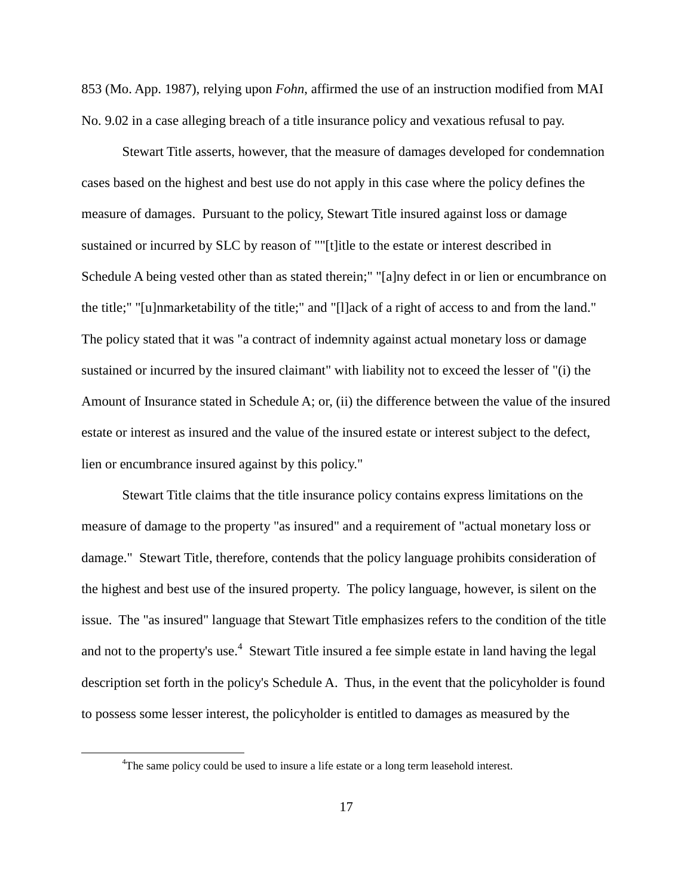853 (Mo. App. 1987), relying upon *Fohn*, affirmed the use of an instruction modified from MAI No. 9.02 in a case alleging breach of a title insurance policy and vexatious refusal to pay.

Stewart Title asserts, however, that the measure of damages developed for condemnation cases based on the highest and best use do not apply in this case where the policy defines the measure of damages. Pursuant to the policy, Stewart Title insured against loss or damage sustained or incurred by SLC by reason of ""[t]itle to the estate or interest described in Schedule A being vested other than as stated therein;" "[a]ny defect in or lien or encumbrance on the title;" "[u]nmarketability of the title;" and "[l]ack of a right of access to and from the land." The policy stated that it was "a contract of indemnity against actual monetary loss or damage sustained or incurred by the insured claimant" with liability not to exceed the lesser of "(i) the Amount of Insurance stated in Schedule A; or, (ii) the difference between the value of the insured estate or interest as insured and the value of the insured estate or interest subject to the defect, lien or encumbrance insured against by this policy."

Stewart Title claims that the title insurance policy contains express limitations on the measure of damage to the property "as insured" and a requirement of "actual monetary loss or damage." Stewart Title, therefore, contends that the policy language prohibits consideration of the highest and best use of the insured property. The policy language, however, is silent on the issue. The "as insured" language that Stewart Title emphasizes refers to the condition of the title and not to the property's use.[4] Stewart Title insured a fee simple estate in land having the legal description set forth in the policy's Schedule A. Thus, in the event that the policyholder is found to possess some lesser interest, the policyholder is entitled to damages as measured by the

[4] The same policy could be used to insure a life estate or a long term leasehold interest.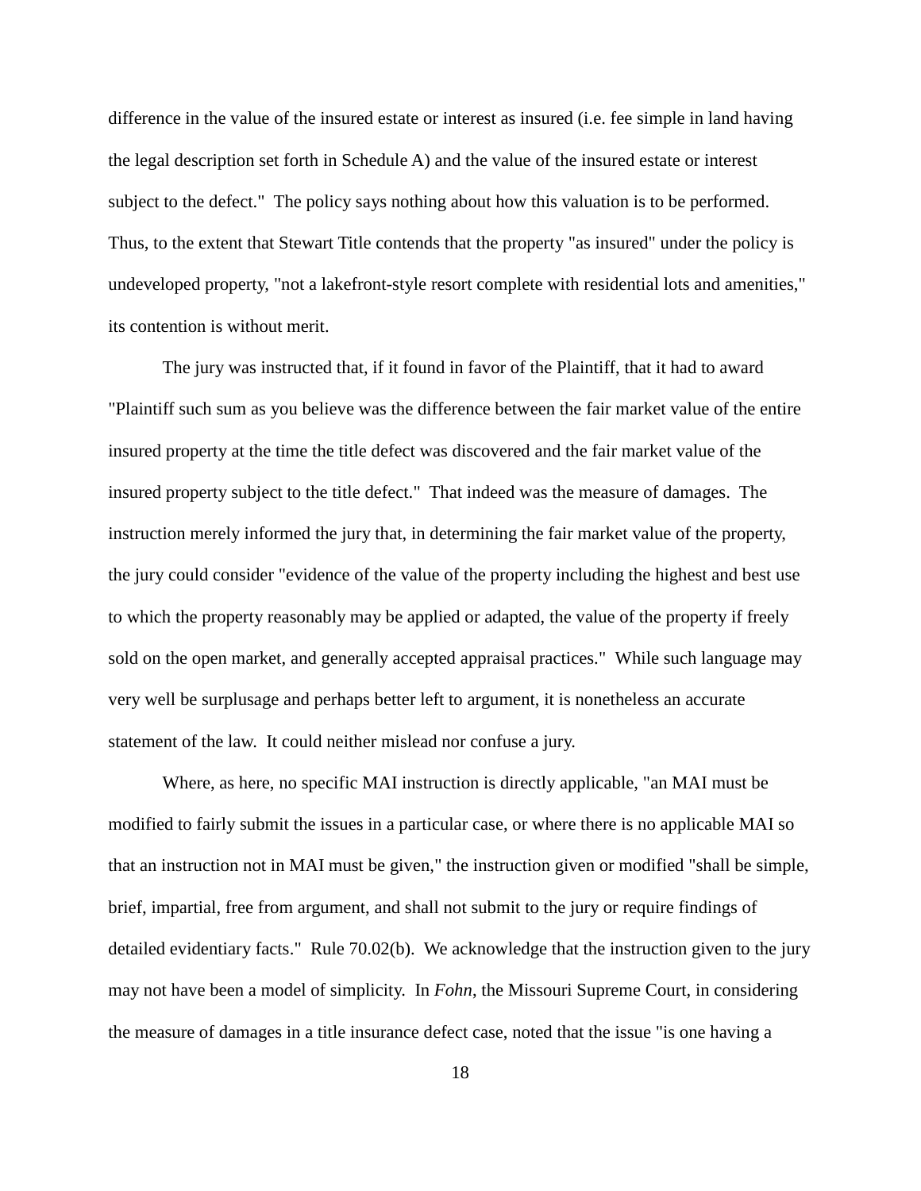difference in the value of the insured estate or interest as insured (i.e. fee simple in land having the legal description set forth in Schedule A) and the value of the insured estate or interest subject to the defect." The policy says nothing about how this valuation is to be performed. Thus, to the extent that Stewart Title contends that the property "as insured" under the policy is undeveloped property, "not a lakefront-style resort complete with residential lots and amenities," its contention is without merit.

The jury was instructed that, if it found in favor of the Plaintiff, that it had to award "Plaintiff such sum as you believe was the difference between the fair market value of the entire insured property at the time the title defect was discovered and the fair market value of the insured property subject to the title defect." That indeed was the measure of damages. The instruction merely informed the jury that, in determining the fair market value of the property, the jury could consider "evidence of the value of the property including the highest and best use to which the property reasonably may be applied or adapted, the value of the property if freely sold on the open market, and generally accepted appraisal practices." While such language may very well be surplusage and perhaps better left to argument, it is nonetheless an accurate statement of the law. It could neither mislead nor confuse a jury.

Where, as here, no specific MAI instruction is directly applicable, "an MAI must be modified to fairly submit the issues in a particular case, or where there is no applicable MAI so that an instruction not in MAI must be given," the instruction given or modified "shall be simple, brief, impartial, free from argument, and shall not submit to the jury or require findings of detailed evidentiary facts." Rule 70.02(b). We acknowledge that the instruction given to the jury may not have been a model of simplicity. In *Fohn*, the Missouri Supreme Court, in considering the measure of damages in a title insurance defect case, noted that the issue "is one having a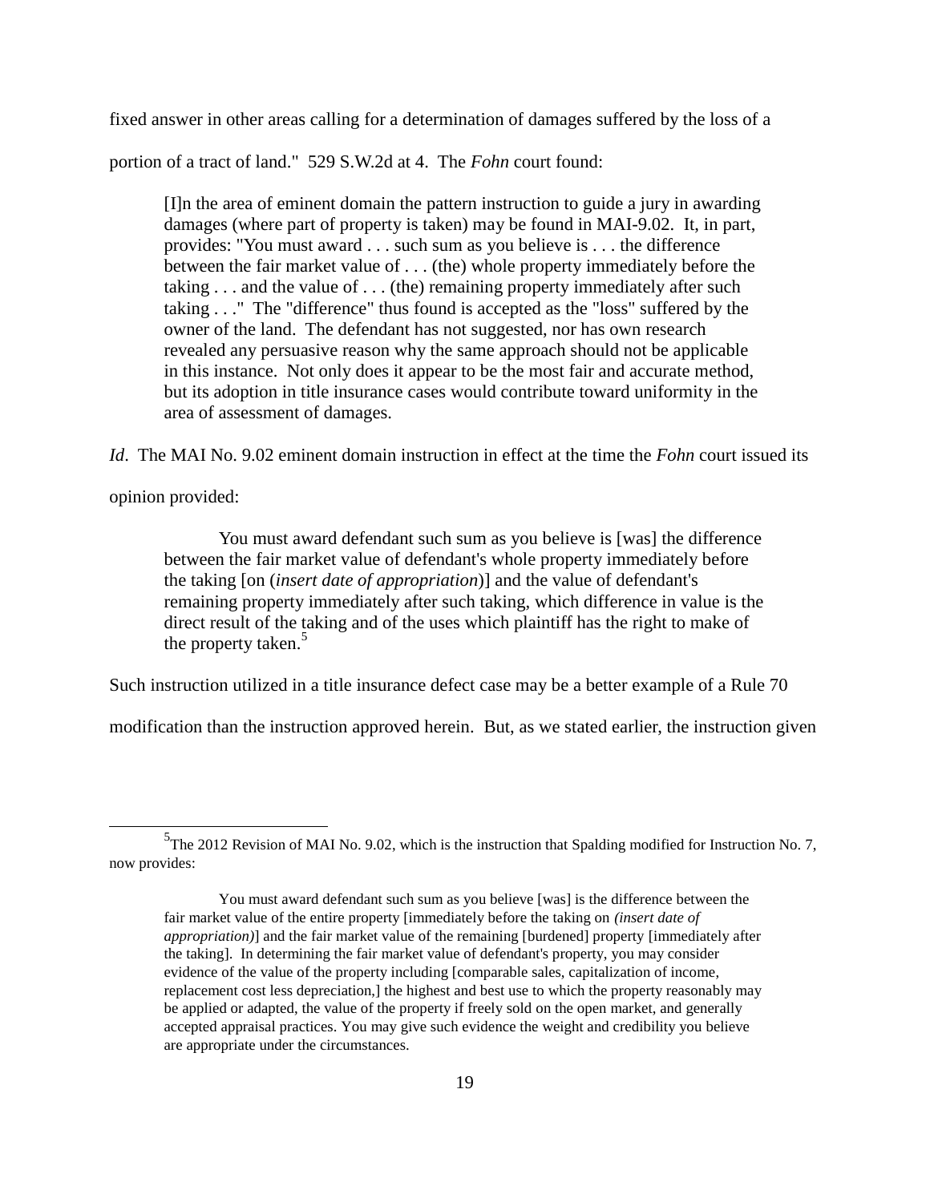fixed answer in other areas calling for a determination of damages suffered by the loss of a portion of a tract of land." 529 S.W.2d at 4. The *Fohn* court found:

> [I]n the area of eminent domain the pattern instruction to guide a jury in awarding damages (where part of property is taken) may be found in MAI-9.02. It, in part, provides: "You must award . . . such sum as you believe is . . . the difference between the fair market value of . . . (the) whole property immediately before the taking . . . and the value of . . . (the) remaining property immediately after such taking . . ." The "difference" thus found is accepted as the "loss" suffered by the owner of the land. The defendant has not suggested, nor has own research revealed any persuasive reason why the same approach should not be applicable in this instance. Not only does it appear to be the most fair and accurate method, but its adoption in title insurance cases would contribute toward uniformity in the area of assessment of damages.

*Id*. The MAI No. 9.02 eminent domain instruction in effect at the time the *Fohn* court issued its opinion provided:

> You must award defendant such sum as you believe is [was] the difference between the fair market value of defendant's whole property immediately before the taking [on (*insert date of appropriation*)] and the value of defendant's remaining property immediately after such taking, which difference in value is the direct result of the taking and of the uses which plaintiff has the right to make of the property taken.[5]

Such instruction utilized in a title insurance defect case may be a better example of a Rule 70 modification than the instruction approved herein. But, as we stated earlier, the instruction given

---

[5] The 2012 Revision of MAI No. 9.02, which is the instruction that Spalding modified for Instruction No. 7, now provides:

> You must award defendant such sum as you believe [was] is the difference between the fair market value of the entire property [immediately before the taking on *(insert date of appropriation)*] and the fair market value of the remaining [burdened] property [immediately after the taking]. In determining the fair market value of defendant's property, you may consider evidence of the value of the property including [comparable sales, capitalization of income, replacement cost less depreciation,] the highest and best use to which the property reasonably may be applied or adapted, the value of the property if freely sold on the open market, and generally accepted appraisal practices. You may give such evidence the weight and credibility you believe are appropriate under the circumstances.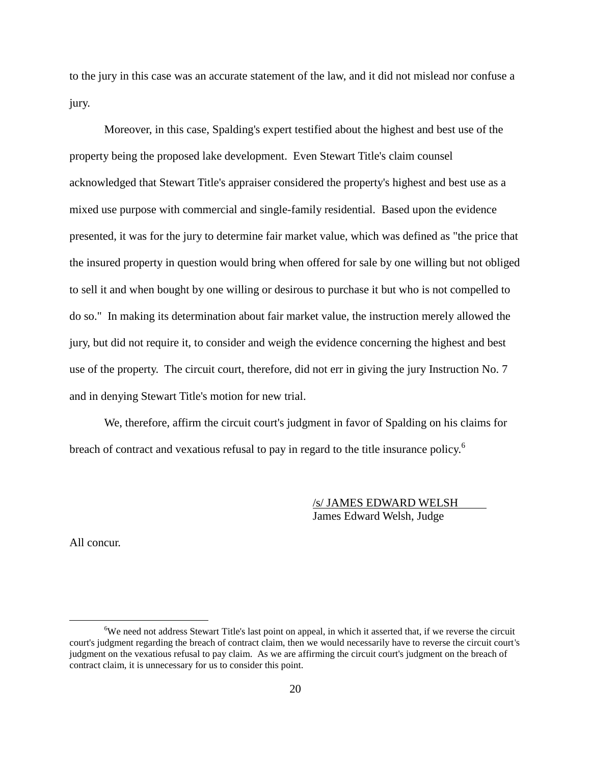to the jury in this case was an accurate statement of the law, and it did not mislead nor confuse a jury.

Moreover, in this case, Spalding's expert testified about the highest and best use of the property being the proposed lake development. Even Stewart Title's claim counsel acknowledged that Stewart Title's appraiser considered the property's highest and best use as a mixed use purpose with commercial and single-family residential. Based upon the evidence presented, it was for the jury to determine fair market value, which was defined as "the price that the insured property in question would bring when offered for sale by one willing but not obliged to sell it and when bought by one willing or desirous to purchase it but who is not compelled to do so." In making its determination about fair market value, the instruction merely allowed the jury, but did not require it, to consider and weigh the evidence concerning the highest and best use of the property. The circuit court, therefore, did not err in giving the jury Instruction No. 7 and in denying Stewart Title's motion for new trial.

We, therefore, affirm the circuit court's judgment in favor of Spalding on his claims for breach of contract and vexatious refusal to pay in regard to the title insurance policy.[6]

/s/ JAMES EDWARD WELSH
James Edward Welsh, Judge

All concur.

---

[6] We need not address Stewart Title's last point on appeal, in which it asserted that, if we reverse the circuit court's judgment regarding the breach of contract claim, then we would necessarily have to reverse the circuit court's judgment on the vexatious refusal to pay claim. As we are affirming the circuit court's judgment on the breach of contract claim, it is unnecessary for us to consider this point.